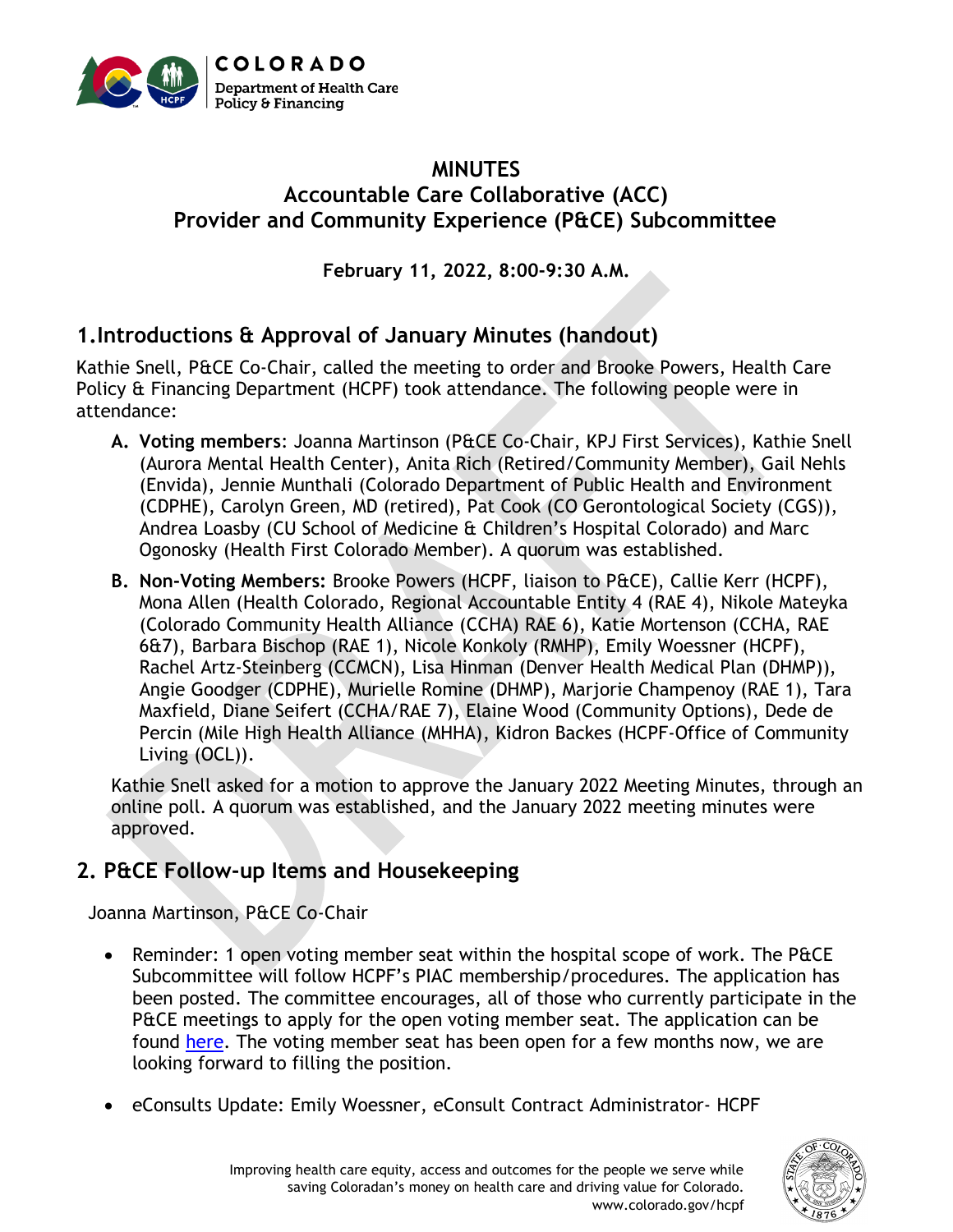# MINUTES
## Accountable Care Collaborative (ACC)
## Provider and Community Experience (P&CE) Subcommittee

**February 11, 2022, 8:00-9:30 A.M.**

## 1. Introductions & Approval of January Minutes (handout)

Kathie Snell, P&CE Co-Chair, called the meeting to order and Brooke Powers, Health Care Policy & Financing Department (HCPF) took attendance. The following people were in attendance:

A. **Voting members**: Joanna Martinson (P&CE Co-Chair, KPJ First Services), Kathie Snell (Aurora Mental Health Center), Anita Rich (Retired/Community Member), Gail Nehls (Envida), Jennie Munthali (Colorado Department of Public Health and Environment (CDPHE), Carolyn Green, MD (retired), Pat Cook (CO Gerontological Society (CGS)), Andrea Loasby (CU School of Medicine & Children's Hospital Colorado) and Marc Ogonosky (Health First Colorado Member). A quorum was established.

B. **Non-Voting Members:** Brooke Powers (HCPF, liaison to P&CE), Callie Kerr (HCPF), Mona Allen (Health Colorado, Regional Accountable Entity 4 (RAE 4), Nikole Mateyka (Colorado Community Health Alliance (CCHA) RAE 6), Katie Mortenson (CCHA, RAE 6&7), Barbara Bischop (RAE 1), Nicole Konkoly (RMHP), Emily Woessner (HCPF), Rachel Artz-Steinberg (CCMCN), Lisa Hinman (Denver Health Medical Plan (DHMP)), Angie Goodger (CDPHE), Murielle Romine (DHMP), Marjorie Champenoy (RAE 1), Tara Maxfield, Diane Seifert (CCHA/RAE 7), Elaine Wood (Community Options), Dede de Percin (Mile High Health Alliance (MHHA), Kidron Backes (HCPF-Office of Community Living (OCL)).

Kathie Snell asked for a motion to approve the January 2022 Meeting Minutes, through an online poll. A quorum was established, and the January 2022 meeting minutes were approved.

## 2. P&CE Follow-up Items and Housekeeping

Joanna Martinson, P&CE Co-Chair

- Reminder: 1 open voting member seat within the hospital scope of work. The P&CE Subcommittee will follow HCPF's PIAC membership/procedures. The application has been posted. The committee encourages, all of those who currently participate in the P&CE meetings to apply for the open voting member seat. The application can be found here. The voting member seat has been open for a few months now, we are looking forward to filling the position.
- eConsults Update: Emily Woessner, eConsult Contract Administrator- HCPF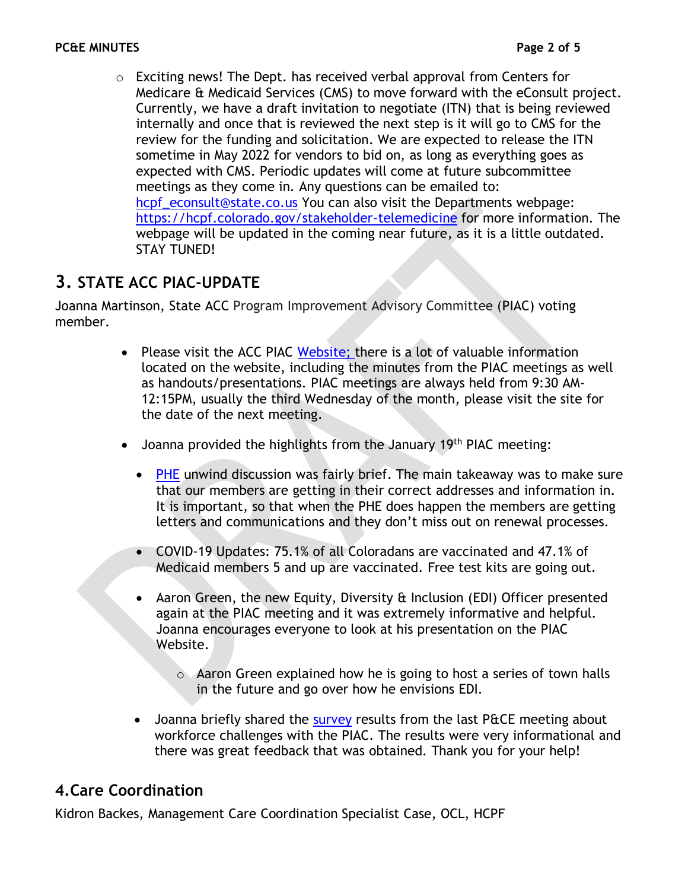- Exciting news! The Dept. has received verbal approval from Centers for Medicare & Medicaid Services (CMS) to move forward with the eConsult project. Currently, we have a draft invitation to negotiate (ITN) that is being reviewed internally and once that is reviewed the next step is it will go to CMS for the review for the funding and solicitation. We are expected to release the ITN sometime in May 2022 for vendors to bid on, as long as everything goes as expected with CMS. Periodic updates will come at future subcommittee meetings as they come in. Any questions can be emailed to: hcpf_econsult@state.co.us You can also visit the Departments webpage: https://hcpf.colorado.gov/stakeholder-telemedicine for more information. The webpage will be updated in the coming near future, as it is a little outdated. STAY TUNED!

## 3. STATE ACC PIAC-UPDATE

Joanna Martinson, State ACC Program Improvement Advisory Committee (PIAC) voting member.

- Please visit the ACC PIAC Website; there is a lot of valuable information located on the website, including the minutes from the PIAC meetings as well as handouts/presentations. PIAC meetings are always held from 9:30 AM-12:15PM, usually the third Wednesday of the month, please visit the site for the date of the next meeting.
- Joanna provided the highlights from the January 19th PIAC meeting:
  - PHE unwind discussion was fairly brief. The main takeaway was to make sure that our members are getting in their correct addresses and information in. It is important, so that when the PHE does happen the members are getting letters and communications and they don't miss out on renewal processes.
  - COVID-19 Updates: 75.1% of all Coloradans are vaccinated and 47.1% of Medicaid members 5 and up are vaccinated. Free test kits are going out.
  - Aaron Green, the new Equity, Diversity & Inclusion (EDI) Officer presented again at the PIAC meeting and it was extremely informative and helpful. Joanna encourages everyone to look at his presentation on the PIAC Website.
    - Aaron Green explained how he is going to host a series of town halls in the future and go over how he envisions EDI.
  - Joanna briefly shared the survey results from the last P&CE meeting about workforce challenges with the PIAC. The results were very informational and there was great feedback that was obtained. Thank you for your help!

## 4. Care Coordination

Kidron Backes, Management Care Coordination Specialist Case, OCL, HCPF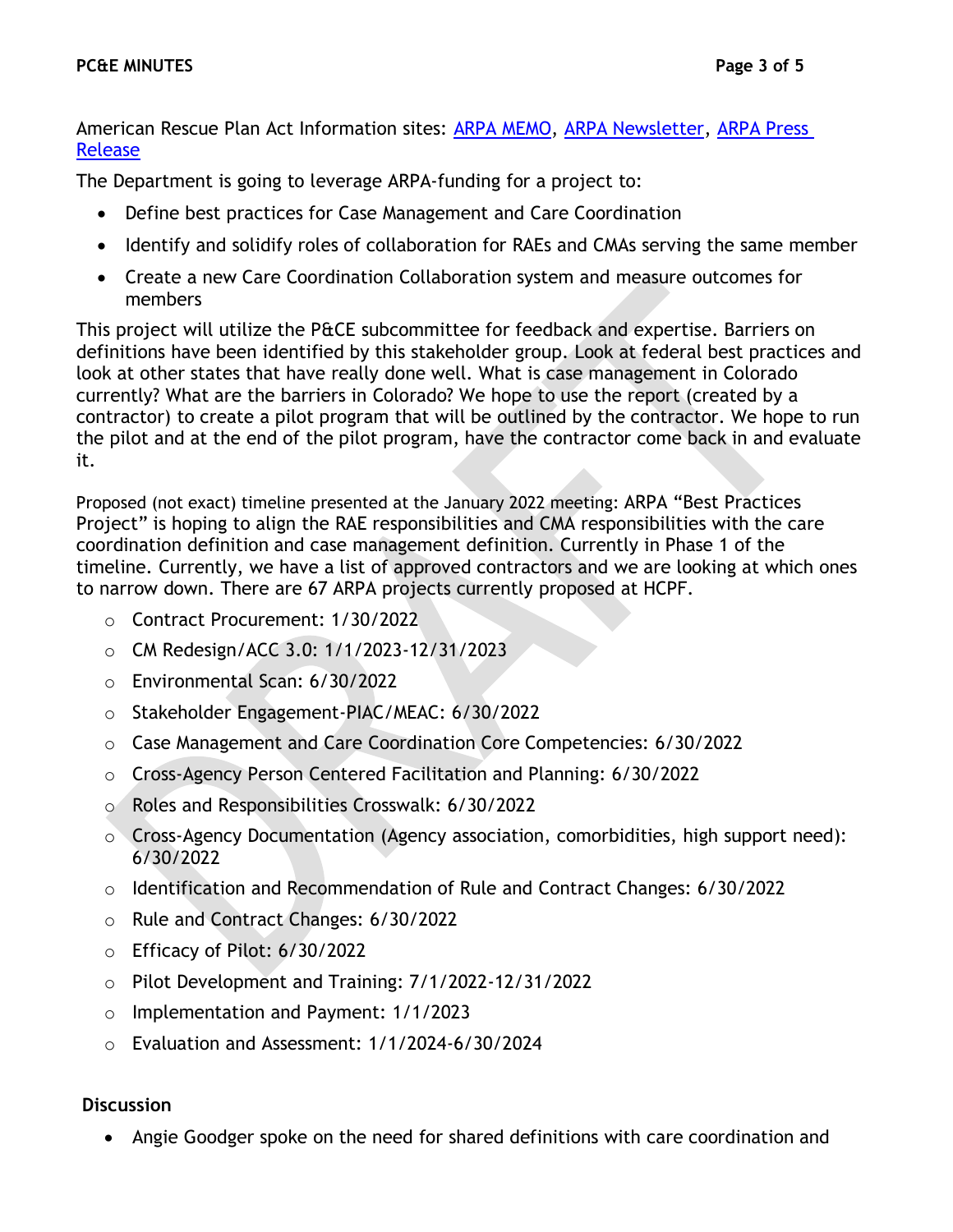American Rescue Plan Act Information sites: [ARPA MEMO](), [ARPA Newsletter](), [ARPA Press Release]()

The Department is going to leverage ARPA-funding for a project to:

- Define best practices for Case Management and Care Coordination
- Identify and solidify roles of collaboration for RAEs and CMAs serving the same member
- Create a new Care Coordination Collaboration system and measure outcomes for members

This project will utilize the P&CE subcommittee for feedback and expertise. Barriers on definitions have been identified by this stakeholder group. Look at federal best practices and look at other states that have really done well. What is case management in Colorado currently? What are the barriers in Colorado? We hope to use the report (created by a contractor) to create a pilot program that will be outlined by the contractor. We hope to run the pilot and at the end of the pilot program, have the contractor come back in and evaluate it.

Proposed (not exact) timeline presented at the January 2022 meeting: ARPA "Best Practices Project" is hoping to align the RAE responsibilities and CMA responsibilities with the care coordination definition and case management definition. Currently in Phase 1 of the timeline. Currently, we have a list of approved contractors and we are looking at which ones to narrow down. There are 67 ARPA projects currently proposed at HCPF.

- Contract Procurement: 1/30/2022
- CM Redesign/ACC 3.0: 1/1/2023-12/31/2023
- Environmental Scan: 6/30/2022
- Stakeholder Engagement-PIAC/MEAC: 6/30/2022
- Case Management and Care Coordination Core Competencies: 6/30/2022
- Cross-Agency Person Centered Facilitation and Planning: 6/30/2022
- Roles and Responsibilities Crosswalk: 6/30/2022
- Cross-Agency Documentation (Agency association, comorbidities, high support need): 6/30/2022
- Identification and Recommendation of Rule and Contract Changes: 6/30/2022
- Rule and Contract Changes: 6/30/2022
- Efficacy of Pilot: 6/30/2022
- Pilot Development and Training: 7/1/2022-12/31/2022
- Implementation and Payment: 1/1/2023
- Evaluation and Assessment: 1/1/2024-6/30/2024

**Discussion**

- Angie Goodger spoke on the need for shared definitions with care coordination and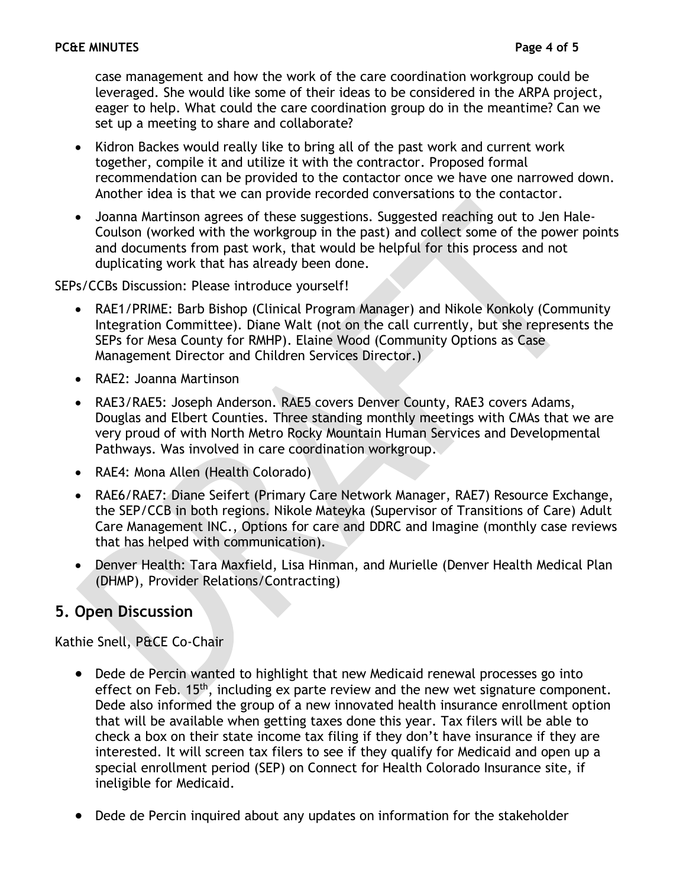case management and how the work of the care coordination workgroup could be leveraged. She would like some of their ideas to be considered in the ARPA project, eager to help. What could the care coordination group do in the meantime? Can we set up a meeting to share and collaborate?

- Kidron Backes would really like to bring all of the past work and current work together, compile it and utilize it with the contractor. Proposed formal recommendation can be provided to the contactor once we have one narrowed down. Another idea is that we can provide recorded conversations to the contactor.
- Joanna Martinson agrees of these suggestions. Suggested reaching out to Jen Hale-Coulson (worked with the workgroup in the past) and collect some of the power points and documents from past work, that would be helpful for this process and not duplicating work that has already been done.

SEPs/CCBs Discussion: Please introduce yourself!

- RAE1/PRIME: Barb Bishop (Clinical Program Manager) and Nikole Konkoly (Community Integration Committee). Diane Walt (not on the call currently, but she represents the SEPs for Mesa County for RMHP). Elaine Wood (Community Options as Case Management Director and Children Services Director.)
- RAE2: Joanna Martinson
- RAE3/RAE5: Joseph Anderson. RAE5 covers Denver County, RAE3 covers Adams, Douglas and Elbert Counties. Three standing monthly meetings with CMAs that we are very proud of with North Metro Rocky Mountain Human Services and Developmental Pathways. Was involved in care coordination workgroup.
- RAE4: Mona Allen (Health Colorado)
- RAE6/RAE7: Diane Seifert (Primary Care Network Manager, RAE7) Resource Exchange, the SEP/CCB in both regions. Nikole Mateyka (Supervisor of Transitions of Care) Adult Care Management INC., Options for care and DDRC and Imagine (monthly case reviews that has helped with communication).
- Denver Health: Tara Maxfield, Lisa Hinman, and Murielle (Denver Health Medical Plan (DHMP), Provider Relations/Contracting)

## 5. Open Discussion

Kathie Snell, P&CE Co-Chair

- Dede de Percin wanted to highlight that new Medicaid renewal processes go into effect on Feb. 15th, including ex parte review and the new wet signature component. Dede also informed the group of a new innovated health insurance enrollment option that will be available when getting taxes done this year. Tax filers will be able to check a box on their state income tax filing if they don't have insurance if they are interested. It will screen tax filers to see if they qualify for Medicaid and open up a special enrollment period (SEP) on Connect for Health Colorado Insurance site, if ineligible for Medicaid.

- Dede de Percin inquired about any updates on information for the stakeholder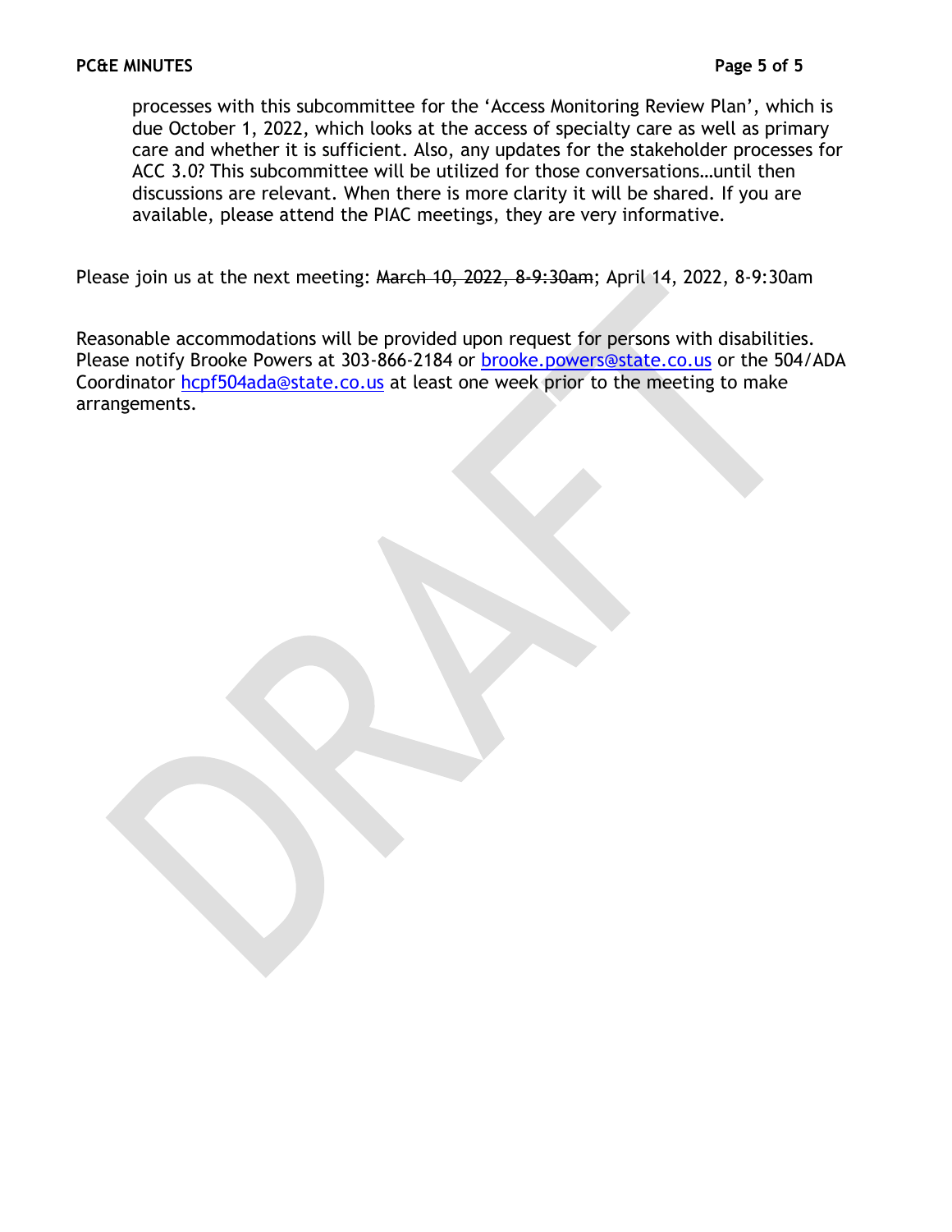processes with this subcommittee for the 'Access Monitoring Review Plan', which is due October 1, 2022, which looks at the access of specialty care as well as primary care and whether it is sufficient. Also, any updates for the stakeholder processes for ACC 3.0? This subcommittee will be utilized for those conversations…until then discussions are relevant. When there is more clarity it will be shared. If you are available, please attend the PIAC meetings, they are very informative.

Please join us at the next meeting: ~~March 10, 2022, 8-9:30am~~; April 14, 2022, 8-9:30am

Reasonable accommodations will be provided upon request for persons with disabilities. Please notify Brooke Powers at 303-866-2184 or brooke.powers@state.co.us or the 504/ADA Coordinator hcpf504ada@state.co.us at least one week prior to the meeting to make arrangements.